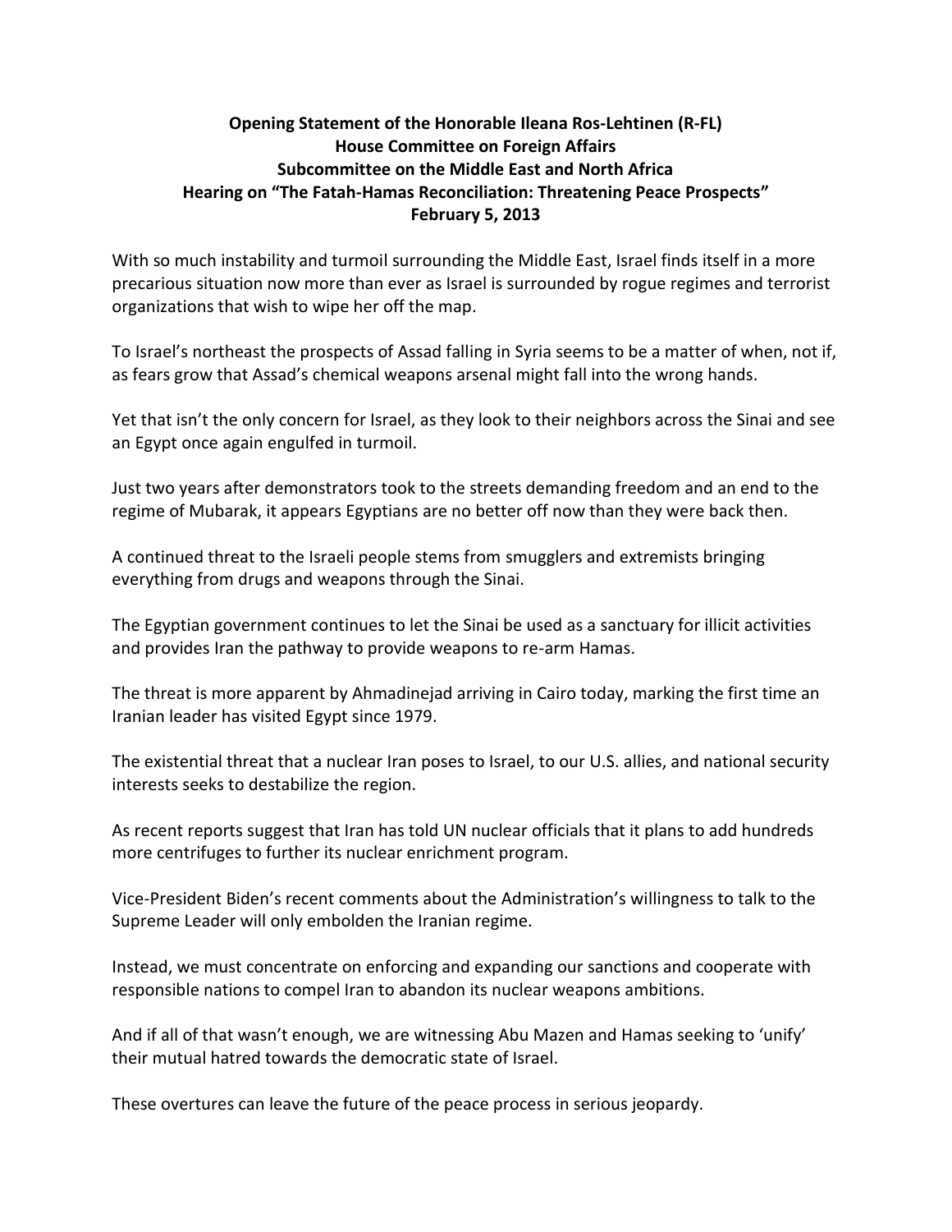**Opening Statement of the Honorable Ileana Ros-Lehtinen (R-FL)**
**House Committee on Foreign Affairs**
**Subcommittee on the Middle East and North Africa**
**Hearing on "The Fatah-Hamas Reconciliation: Threatening Peace Prospects"**
**February 5, 2013**

With so much instability and turmoil surrounding the Middle East, Israel finds itself in a more precarious situation now more than ever as Israel is surrounded by rogue regimes and terrorist organizations that wish to wipe her off the map.

To Israel's northeast the prospects of Assad falling in Syria seems to be a matter of when, not if, as fears grow that Assad's chemical weapons arsenal might fall into the wrong hands.

Yet that isn't the only concern for Israel, as they look to their neighbors across the Sinai and see an Egypt once again engulfed in turmoil.

Just two years after demonstrators took to the streets demanding freedom and an end to the regime of Mubarak, it appears Egyptians are no better off now than they were back then.

A continued threat to the Israeli people stems from smugglers and extremists bringing everything from drugs and weapons through the Sinai.

The Egyptian government continues to let the Sinai be used as a sanctuary for illicit activities and provides Iran the pathway to provide weapons to re-arm Hamas.

The threat is more apparent by Ahmadinejad arriving in Cairo today, marking the first time an Iranian leader has visited Egypt since 1979.

The existential threat that a nuclear Iran poses to Israel, to our U.S. allies, and national security interests seeks to destabilize the region.

As recent reports suggest that Iran has told UN nuclear officials that it plans to add hundreds more centrifuges to further its nuclear enrichment program.

Vice-President Biden's recent comments about the Administration's willingness to talk to the Supreme Leader will only embolden the Iranian regime.

Instead, we must concentrate on enforcing and expanding our sanctions and cooperate with responsible nations to compel Iran to abandon its nuclear weapons ambitions.

And if all of that wasn't enough, we are witnessing Abu Mazen and Hamas seeking to 'unify' their mutual hatred towards the democratic state of Israel.

These overtures can leave the future of the peace process in serious jeopardy.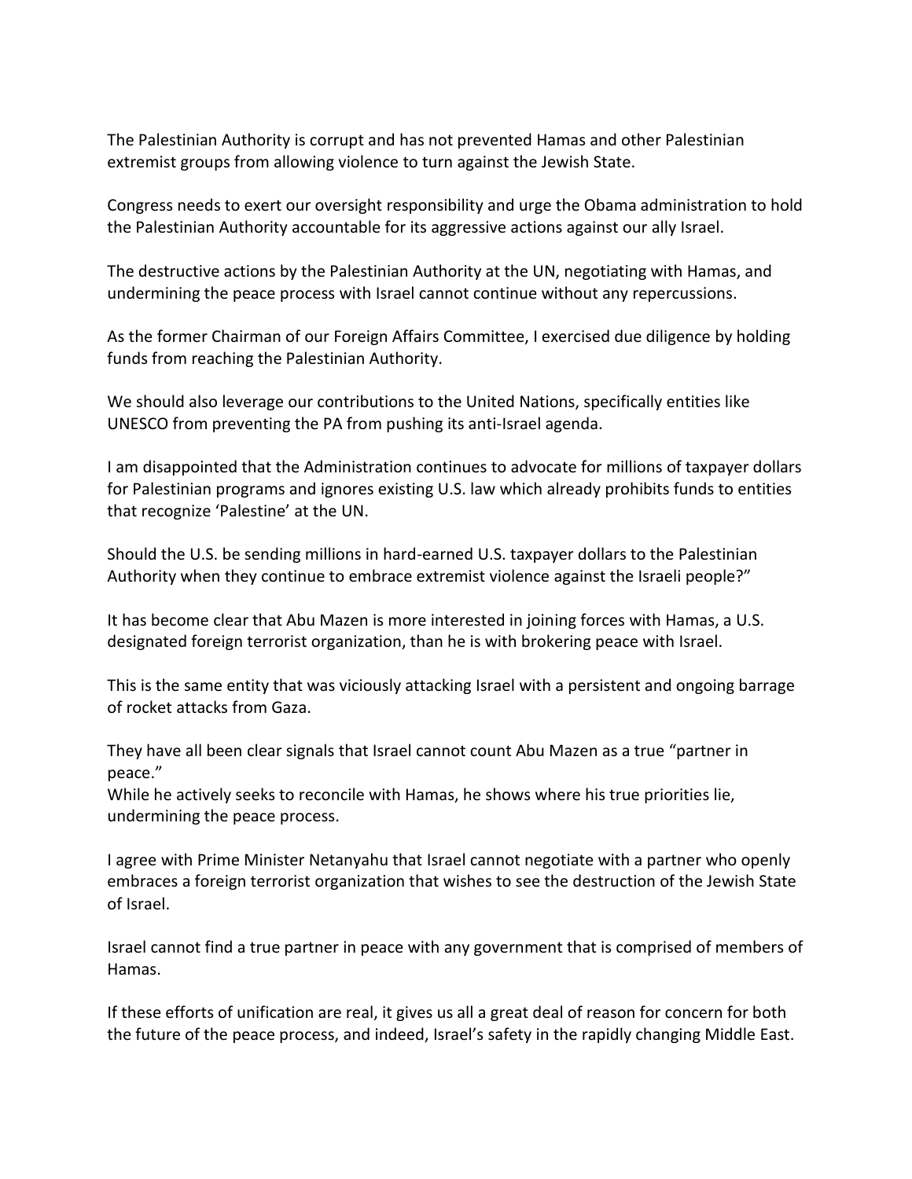The Palestinian Authority is corrupt and has not prevented Hamas and other Palestinian extremist groups from allowing violence to turn against the Jewish State.

Congress needs to exert our oversight responsibility and urge the Obama administration to hold the Palestinian Authority accountable for its aggressive actions against our ally Israel.

The destructive actions by the Palestinian Authority at the UN, negotiating with Hamas, and undermining the peace process with Israel cannot continue without any repercussions.

As the former Chairman of our Foreign Affairs Committee, I exercised due diligence by holding funds from reaching the Palestinian Authority.

We should also leverage our contributions to the United Nations, specifically entities like UNESCO from preventing the PA from pushing its anti-Israel agenda.

I am disappointed that the Administration continues to advocate for millions of taxpayer dollars for Palestinian programs and ignores existing U.S. law which already prohibits funds to entities that recognize 'Palestine' at the UN.

Should the U.S. be sending millions in hard-earned U.S. taxpayer dollars to the Palestinian Authority when they continue to embrace extremist violence against the Israeli people?"

It has become clear that Abu Mazen is more interested in joining forces with Hamas, a U.S. designated foreign terrorist organization, than he is with brokering peace with Israel.

This is the same entity that was viciously attacking Israel with a persistent and ongoing barrage of rocket attacks from Gaza.

They have all been clear signals that Israel cannot count Abu Mazen as a true "partner in peace."
While he actively seeks to reconcile with Hamas, he shows where his true priorities lie, undermining the peace process.

I agree with Prime Minister Netanyahu that Israel cannot negotiate with a partner who openly embraces a foreign terrorist organization that wishes to see the destruction of the Jewish State of Israel.

Israel cannot find a true partner in peace with any government that is comprised of members of Hamas.

If these efforts of unification are real, it gives us all a great deal of reason for concern for both the future of the peace process, and indeed, Israel's safety in the rapidly changing Middle East.